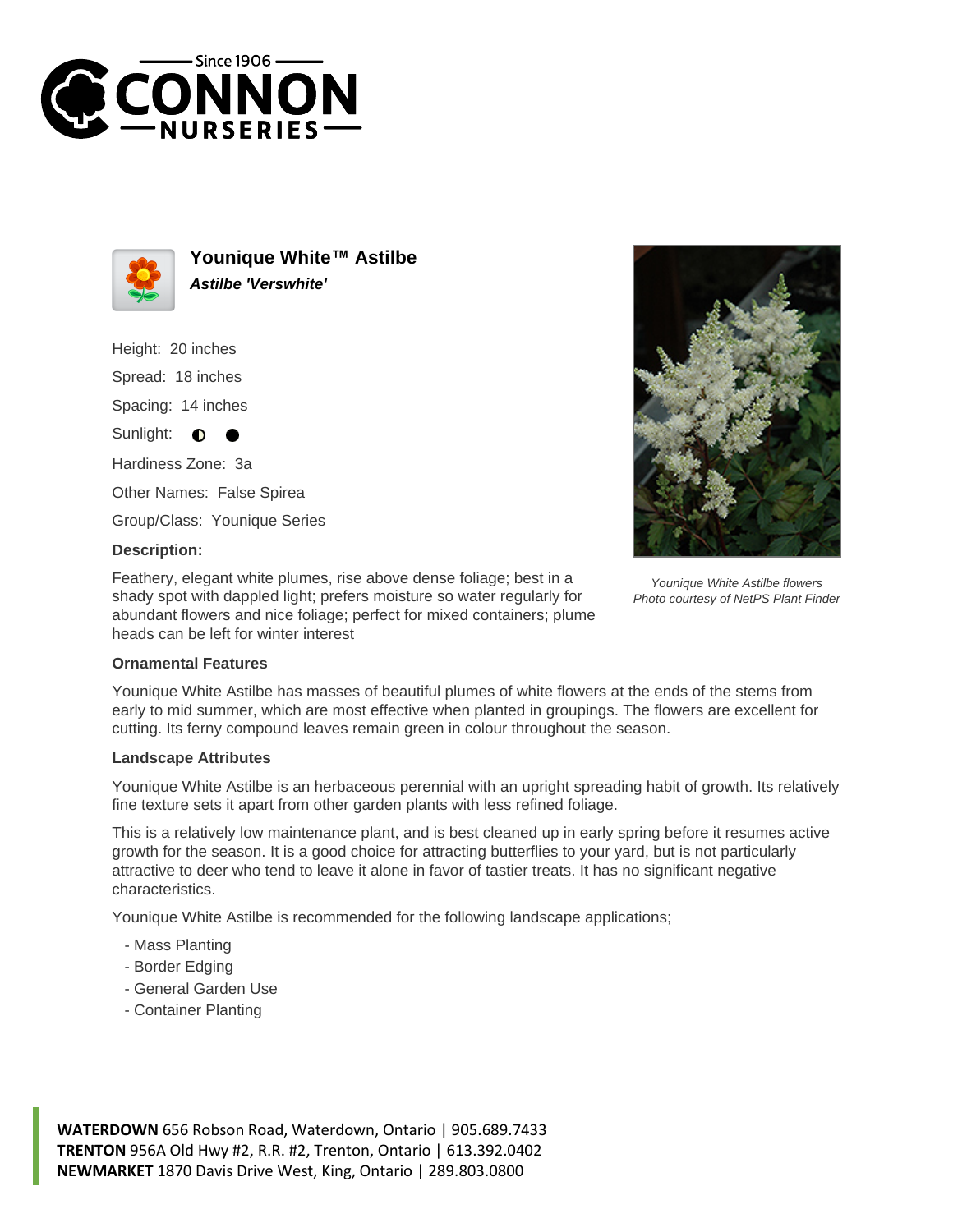# Younique White™ Astilbe

***Astilbe 'Verswhite'***

Height: 20 inches

Spread: 18 inches

Spacing: 14 inches

Sunlight: ◐ ●

Hardiness Zone: 3a

Other Names: False Spirea

Group/Class: Younique Series

**Description:**

Feathery, elegant white plumes, rise above dense foliage; best in a shady spot with dappled light; prefers moisture so water regularly for abundant flowers and nice foliage; perfect for mixed containers; plume heads can be left for winter interest

*Younique White Astilbe flowers*
*Photo courtesy of NetPS Plant Finder*

### Ornamental Features

Younique White Astilbe has masses of beautiful plumes of white flowers at the ends of the stems from early to mid summer, which are most effective when planted in groupings. The flowers are excellent for cutting. Its ferny compound leaves remain green in colour throughout the season.

### Landscape Attributes

Younique White Astilbe is an herbaceous perennial with an upright spreading habit of growth. Its relatively fine texture sets it apart from other garden plants with less refined foliage.

This is a relatively low maintenance plant, and is best cleaned up in early spring before it resumes active growth for the season. It is a good choice for attracting butterflies to your yard, but is not particularly attractive to deer who tend to leave it alone in favor of tastier treats. It has no significant negative characteristics.

Younique White Astilbe is recommended for the following landscape applications;

- Mass Planting
- Border Edging
- General Garden Use
- Container Planting

**WATERDOWN** 656 Robson Road, Waterdown, Ontario | 905.689.7433
**TRENTON** 956A Old Hwy #2, R.R. #2, Trenton, Ontario | 613.392.0402
**NEWMARKET** 1870 Davis Drive West, King, Ontario | 289.803.0800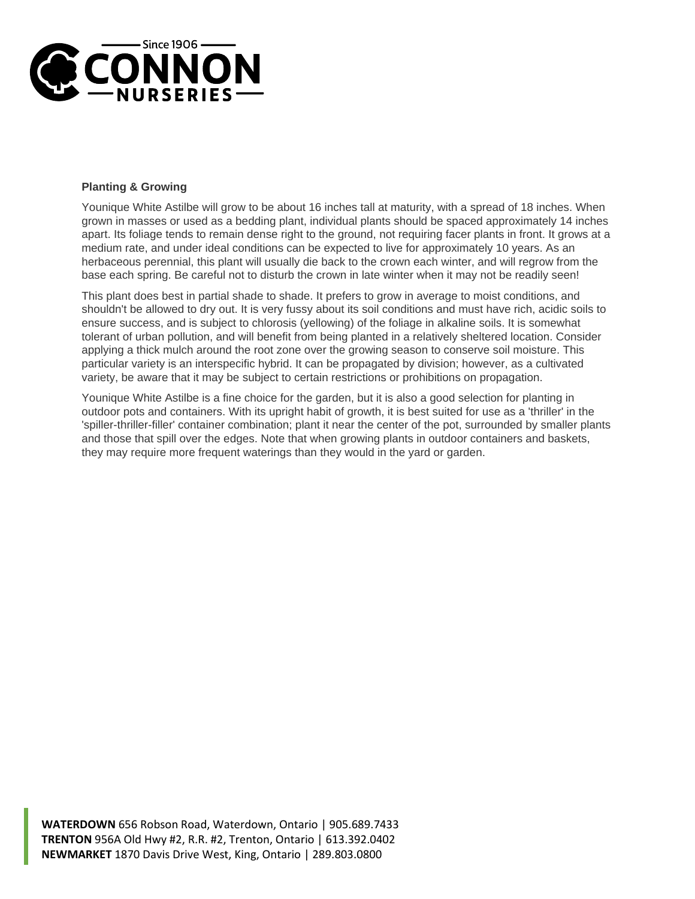### Planting & Growing

Younique White Astilbe will grow to be about 16 inches tall at maturity, with a spread of 18 inches. When grown in masses or used as a bedding plant, individual plants should be spaced approximately 14 inches apart. Its foliage tends to remain dense right to the ground, not requiring facer plants in front. It grows at a medium rate, and under ideal conditions can be expected to live for approximately 10 years. As an herbaceous perennial, this plant will usually die back to the crown each winter, and will regrow from the base each spring. Be careful not to disturb the crown in late winter when it may not be readily seen!

This plant does best in partial shade to shade. It prefers to grow in average to moist conditions, and shouldn't be allowed to dry out. It is very fussy about its soil conditions and must have rich, acidic soils to ensure success, and is subject to chlorosis (yellowing) of the foliage in alkaline soils. It is somewhat tolerant of urban pollution, and will benefit from being planted in a relatively sheltered location. Consider applying a thick mulch around the root zone over the growing season to conserve soil moisture. This particular variety is an interspecific hybrid. It can be propagated by division; however, as a cultivated variety, be aware that it may be subject to certain restrictions or prohibitions on propagation.

Younique White Astilbe is a fine choice for the garden, but it is also a good selection for planting in outdoor pots and containers. With its upright habit of growth, it is best suited for use as a 'thriller' in the 'spiller-thriller-filler' container combination; plant it near the center of the pot, surrounded by smaller plants and those that spill over the edges. Note that when growing plants in outdoor containers and baskets, they may require more frequent waterings than they would in the yard or garden.